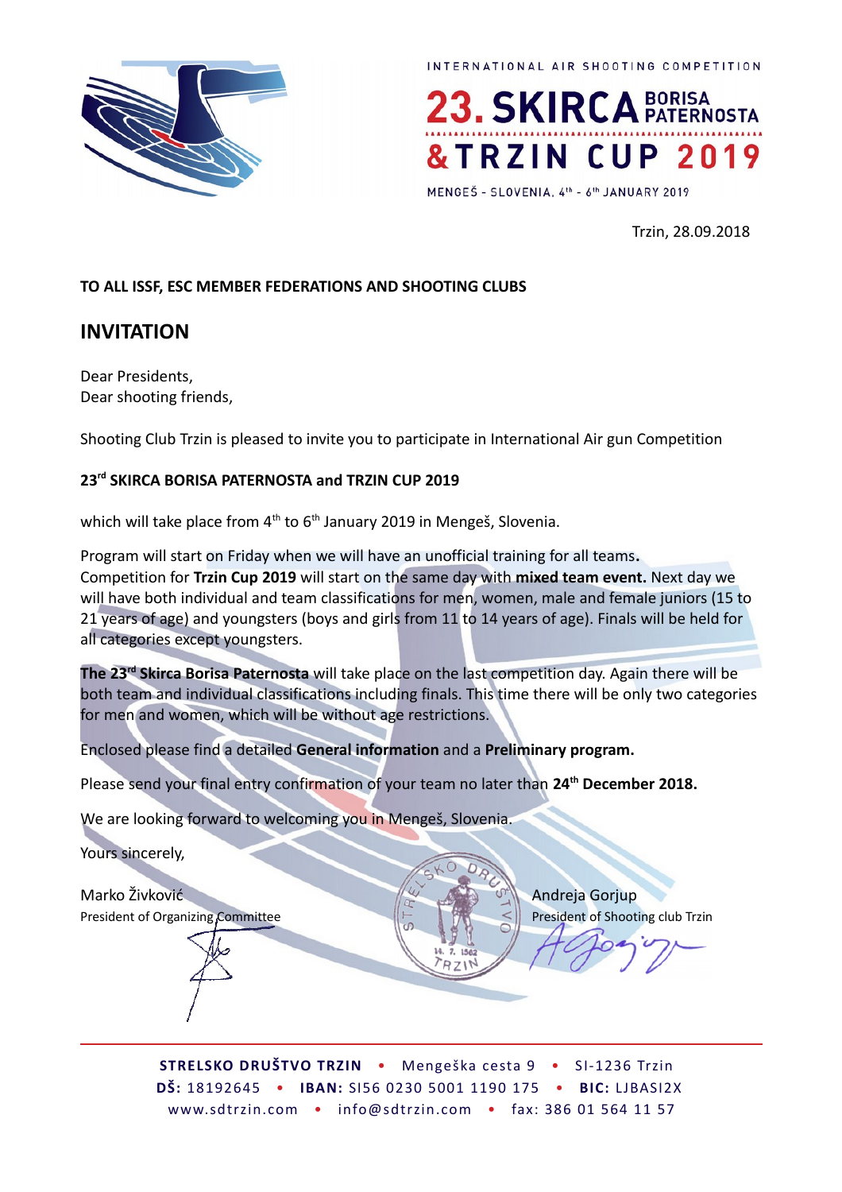INTERNATIONAL AIR SHOOTING COMPETITION

**23. SKIRCA BORISA PATERNOSTA & TRZIN CUP 2019**

MENGEŠ - SLOVENIA, 4th - 6th JANUARY 2019

Trzin, 28.09.2018

**TO ALL ISSF, ESC MEMBER FEDERATIONS AND SHOOTING CLUBS**

## INVITATION

Dear Presidents,
Dear shooting friends,

Shooting Club Trzin is pleased to invite you to participate in International Air gun Competition

**23rd SKIRCA BORISA PATERNOSTA and TRZIN CUP 2019**

which will take place from 4th to 6th January 2019 in Mengeš, Slovenia.

Program will start on Friday when we will have an unofficial training for all teams**.**
Competition for **Trzin Cup 2019** will start on the same day with **mixed team event.** Next day we will have both individual and team classifications for men, women, male and female juniors (15 to 21 years of age) and youngsters (boys and girls from 11 to 14 years of age). Finals will be held for all categories except youngsters.

**The 23rd Skirca Borisa Paternosta** will take place on the last competition day. Again there will be both team and individual classifications including finals. This time there will be only two categories for men and women, which will be without age restrictions.

Enclosed please find a detailed **General information** and a **Preliminary program.**

Please send your final entry confirmation of your team no later than **24th December 2018.**

We are looking forward to welcoming you in Mengeš, Slovenia.

Yours sincerely,

Marko Živković
President of Organizing Committee

Andreja Gorjup
President of Shooting club Trzin

STRELSKO DRUŠTVO TRZIN • 14. 7. 1962 • TRZIN

**STRELSKO DRUŠTVO TRZIN** • Mengeška cesta 9 • SI-1236 Trzin
**DŠ:** 18192645 • **IBAN:** SI56 0230 5001 1190 175 • **BIC:** LJBASI2X
www.sdtrzin.com • info@sdtrzin.com • fax: 386 01 564 11 57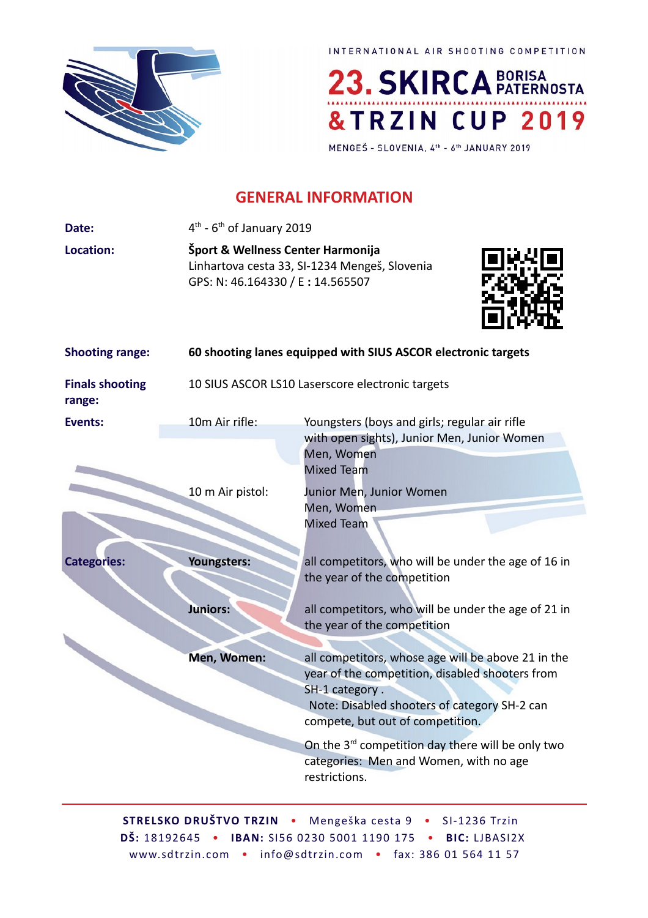INTERNATIONAL AIR SHOOTING COMPETITION

23. SKIRCA BORISA PATERNOSTA & TRZIN CUP 2019

MENGEŠ - SLOVENIA, 4th - 6th JANUARY 2019

## GENERAL INFORMATION

**Date:** 4th - 6th of January 2019

**Location:** **Šport & Wellness Center Harmonija**
Linhartova cesta 33, SI-1234 Mengeš, Slovenia
GPS: N: 46.164330 / E **:** 14.565507

**Shooting range:** **60 shooting lanes equipped with SIUS ASCOR electronic targets**

**Finals shooting range:** 10 SIUS ASCOR LS10 Laserscore electronic targets

**Events:**

| | |
|---|---|
| 10m Air rifle: | Youngsters (boys and girls; regular air rifle with open sights), Junior Men, Junior Women<br>Men, Women<br>Mixed Team |
| 10 m Air pistol: | Junior Men, Junior Women<br>Men, Women<br>Mixed Team |

**Categories:**

| | |
|---|---|
| **Youngsters:** | all competitors, who will be under the age of 16 in the year of the competition |
| **Juniors:** | all competitors, who will be under the age of 21 in the year of the competition |
| **Men, Women:** | all competitors, whose age will be above 21 in the year of the competition, disabled shooters from SH-1 category .<br>Note: Disabled shooters of category SH-2 can compete, but out of competition. |

On the 3rd competition day there will be only two categories: Men and Women, with no age restrictions.

**STRELSKO DRUŠTVO TRZIN** • Mengeška cesta 9 • SI-1236 Trzin
**DŠ:** 18192645 • **IBAN:** SI56 0230 5001 1190 175 • **BIC:** LJBASI2X
www.sdtrzin.com • info@sdtrzin.com • fax: 386 01 564 11 57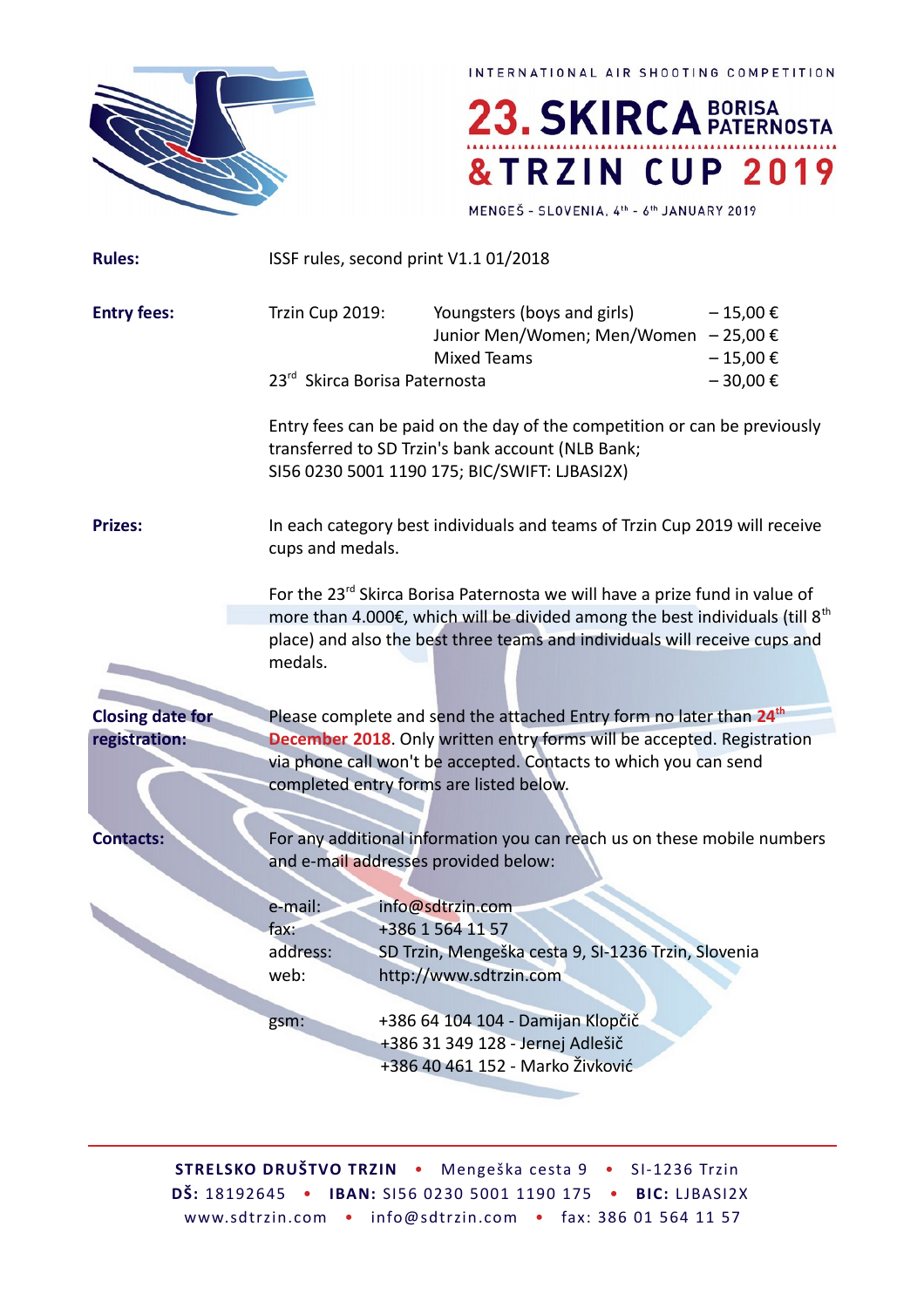INTERNATIONAL AIR SHOOTING COMPETITION

# 23. SKIRCA BORISA PATERNOSTA & TRZIN CUP 2019

MENGEŠ - SLOVENIA, 4th - 6th JANUARY 2019

**Rules:** ISSF rules, second print V1.1 01/2018

**Entry fees:**

| | | |
|---|---|---|
| Trzin Cup 2019: | Youngsters (boys and girls) | – 15,00 € |
| | Junior Men/Women; Men/Women | – 25,00 € |
| | Mixed Teams | – 15,00 € |
| 23rd Skirca Borisa Paternosta | | – 30,00 € |

Entry fees can be paid on the day of the competition or can be previously transferred to SD Trzin's bank account (NLB Bank; SI56 0230 5001 1190 175; BIC/SWIFT: LJBASI2X)

**Prizes:** In each category best individuals and teams of Trzin Cup 2019 will receive cups and medals.

For the 23rd Skirca Borisa Paternosta we will have a prize fund in value of more than 4.000€, which will be divided among the best individuals (till 8th place) and also the best three teams and individuals will receive cups and medals.

**Closing date for registration:** Please complete and send the attached Entry form no later than **24th December 2018**. Only written entry forms will be accepted. Registration via phone call won't be accepted. Contacts to which you can send completed entry forms are listed below.

**Contacts:** For any additional information you can reach us on these mobile numbers and e-mail addresses provided below:

| | |
|---|---|
| e-mail: | info@sdtrzin.com |
| fax: | +386 1 564 11 57 |
| address: | SD Trzin, Mengeška cesta 9, SI-1236 Trzin, Slovenia |
| web: | http://www.sdtrzin.com |
| gsm: | +386 64 104 104 - Damijan Klopčič<br>+386 31 349 128 - Jernej Adlešič<br>+386 40 461 152 - Marko Živković |

**STRELSKO DRUŠTVO TRZIN** • Mengeška cesta 9 • SI-1236 Trzin
**DŠ:** 18192645 • **IBAN:** SI56 0230 5001 1190 175 • **BIC:** LJBASI2X
www.sdtrzin.com • info@sdtrzin.com • fax: 386 01 564 11 57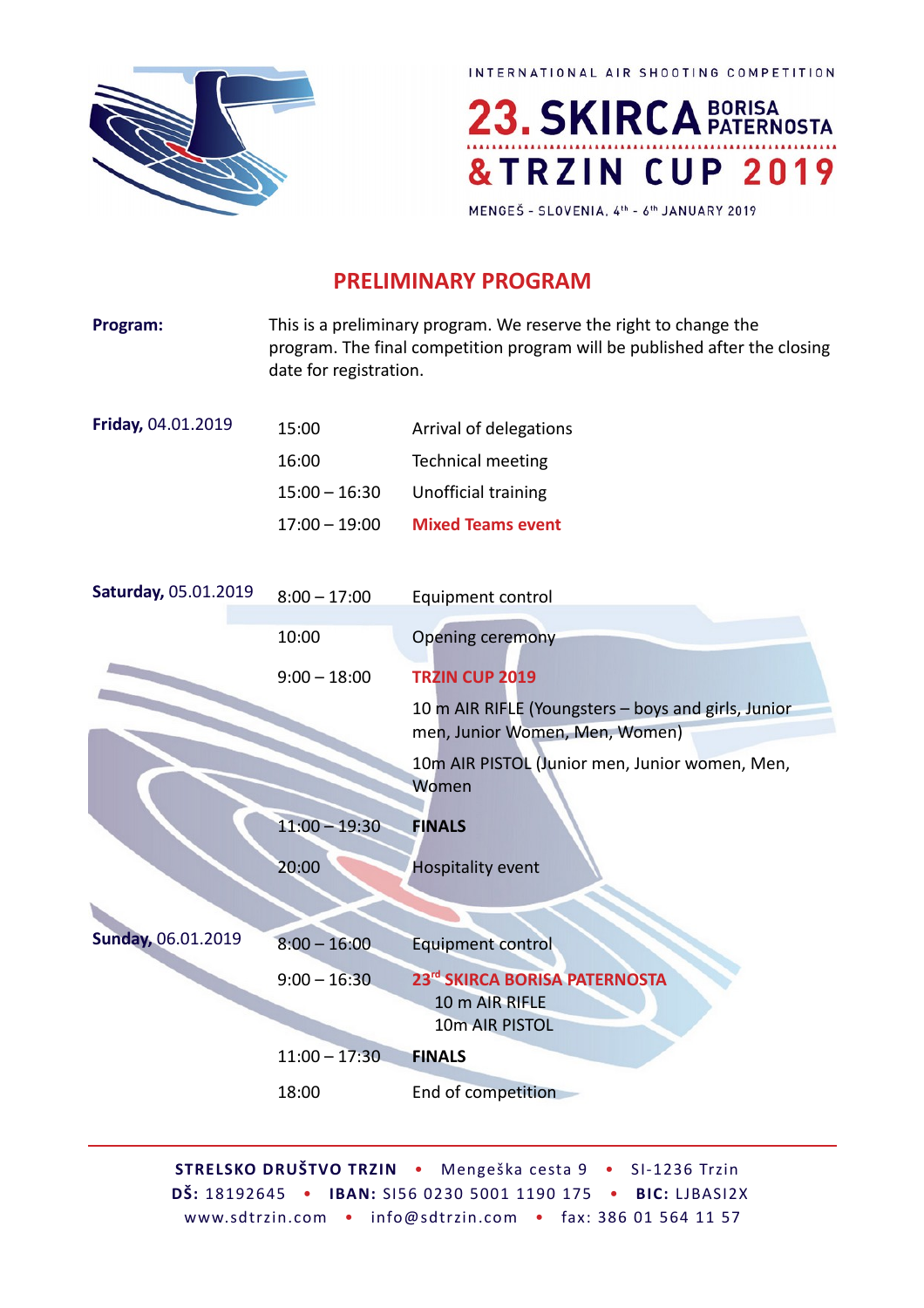INTERNATIONAL AIR SHOOTING COMPETITION

# 23. SKIRCA BORISA PATERNOSTA & TRZIN CUP 2019

MENGEŠ - SLOVENIA, 4th - 6th JANUARY 2019

## PRELIMINARY PROGRAM

**Program:** This is a preliminary program. We reserve the right to change the program. The final competition program will be published after the closing date for registration.

**Friday,** 04.01.2019

| | |
|---|---|
| 15:00 | Arrival of delegations |
| 16:00 | Technical meeting |
| 15:00 – 16:30 | Unofficial training |
| 17:00 – 19:00 | **Mixed Teams event** |

**Saturday,** 05.01.2019

| | |
|---|---|
| 8:00 – 17:00 | Equipment control |
| 10:00 | Opening ceremony |
| 9:00 – 18:00 | **TRZIN CUP 2019** |
| | 10 m AIR RIFLE (Youngsters – boys and girls, Junior men, Junior Women, Men, Women) |
| | 10m AIR PISTOL (Junior men, Junior women, Men, Women |
| 11:00 – 19:30 | **FINALS** |
| 20:00 | Hospitality event |

**Sunday,** 06.01.2019

| | |
|---|---|
| 8:00 – 16:00 | Equipment control |
| 9:00 – 16:30 | **23rd SKIRCA BORISA PATERNOSTA** |
| | 10 m AIR RIFLE |
| | 10m AIR PISTOL |
| 11:00 – 17:30 | **FINALS** |
| 18:00 | End of competition |

**STRELSKO DRUŠTVO TRZIN** • Mengeška cesta 9 • SI-1236 Trzin
**DŠ:** 18192645 • **IBAN:** SI56 0230 5001 1190 175 • **BIC:** LJBASI2X
www.sdtrzin.com • info@sdtrzin.com • fax: 386 01 564 11 57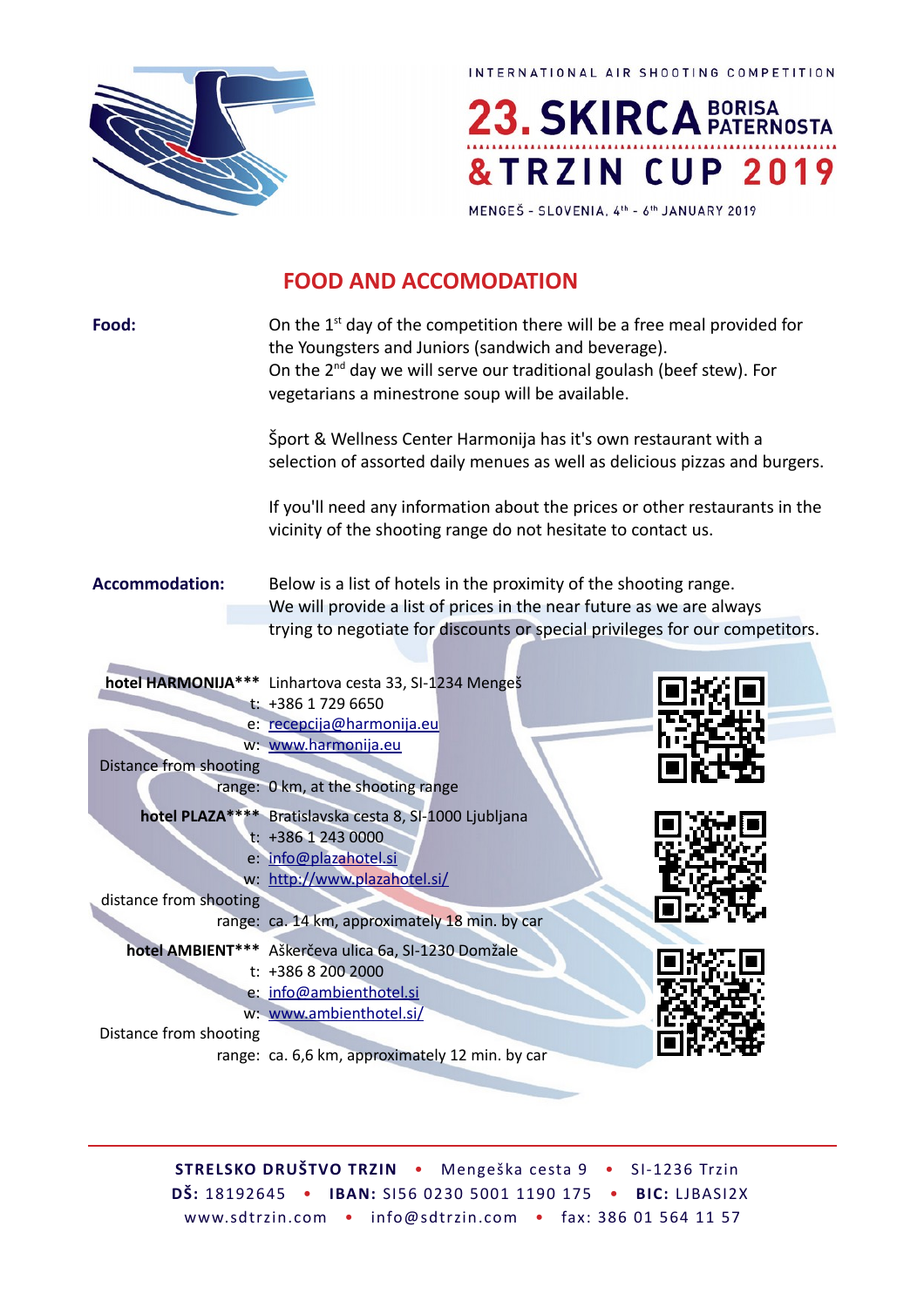INTERNATIONAL AIR SHOOTING COMPETITION

**23. SKIRCA BORISA PATERNOSTA & TRZIN CUP 2019**

MENGEŠ - SLOVENIA, 4th - 6th JANUARY 2019

## FOOD AND ACCOMODATION

**Food:**

On the 1st day of the competition there will be a free meal provided for the Youngsters and Juniors (sandwich and beverage).
On the 2nd day we will serve our traditional goulash (beef stew). For vegetarians a minestrone soup will be available.

Šport & Wellness Center Harmonija has it's own restaurant with a selection of assorted daily menues as well as delicious pizzas and burgers.

If you'll need any information about the prices or other restaurants in the vicinity of the shooting range do not hesitate to contact us.

**Accommodation:**

Below is a list of hotels in the proximity of the shooting range.
We will provide a list of prices in the near future as we are always trying to negotiate for discounts or special privileges for our competitors.

**hotel HARMONIJA***** Linhartova cesta 33, SI-1234 Mengeš
t: +386 1 729 6650
e: recepcija@harmonija.eu
w: www.harmonija.eu
Distance from shooting range: 0 km, at the shooting range

**hotel PLAZA****** Bratislavska cesta 8, SI-1000 Ljubljana
t: +386 1 243 0000
e: info@plazahotel.si
w: http://www.plazahotel.si/
distance from shooting range: ca. 14 km, approximately 18 min. by car

**hotel AMBIENT***** Aškerčeva ulica 6a, SI-1230 Domžale
t: +386 8 200 2000
e: info@ambienthotel.si
w: www.ambienthotel.si/
Distance from shooting range: ca. 6,6 km, approximately 12 min. by car

**STRELSKO DRUŠTVO TRZIN** • Mengeška cesta 9 • SI-1236 Trzin
**DŠ:** 18192645 • **IBAN:** SI56 0230 5001 1190 175 • **BIC:** LJBASI2X
www.sdtrzin.com • info@sdtrzin.com • fax: 386 01 564 11 57